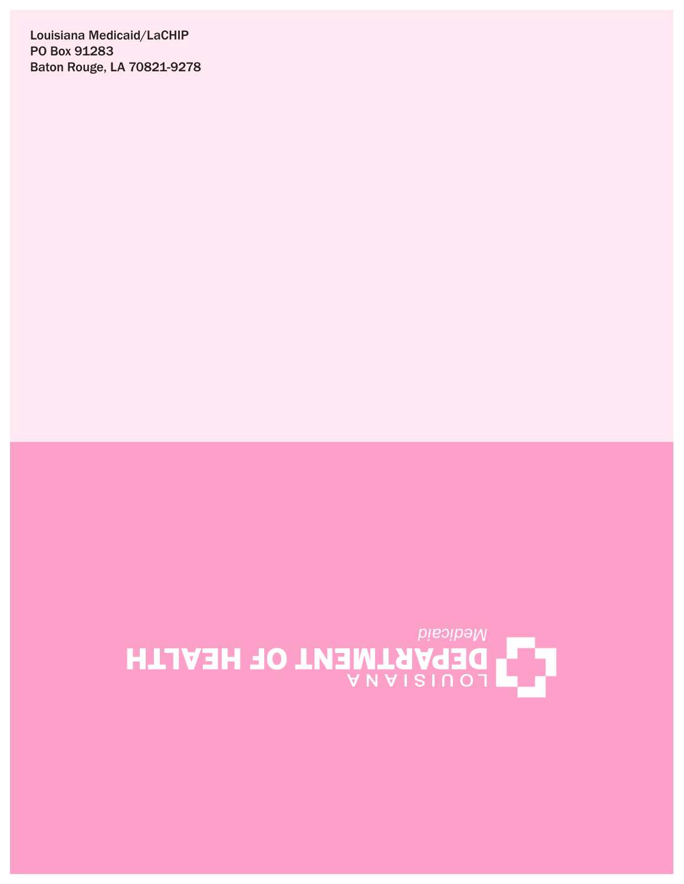Louisiana Medicaid/LaCHIP
PO Box 91283
Baton Rouge, LA 70821-9278

LOUISIANA
DEPARTMENT OF HEALTH
*Medicaid*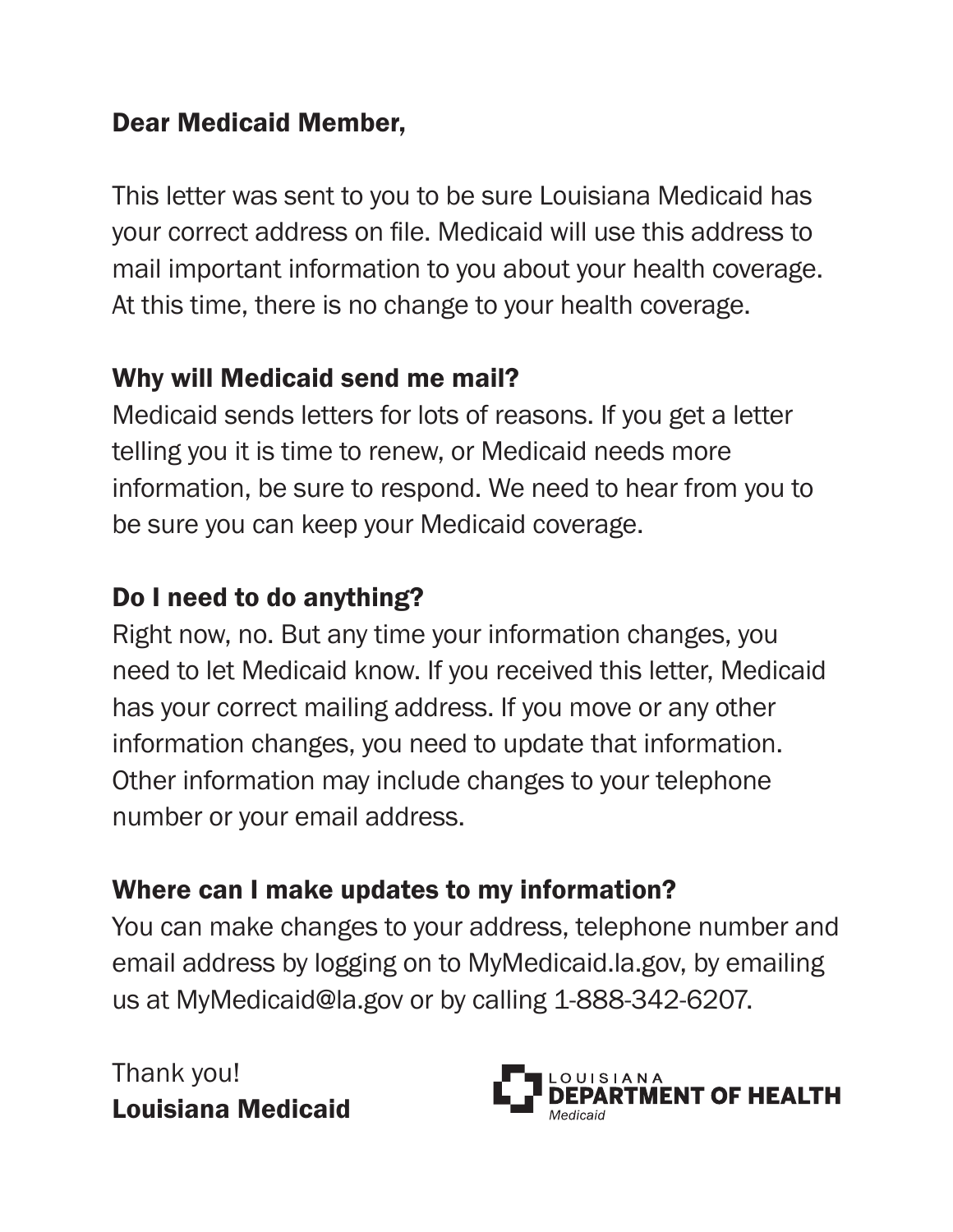**Dear Medicaid Member,**

This letter was sent to you to be sure Louisiana Medicaid has your correct address on file. Medicaid will use this address to mail important information to you about your health coverage. At this time, there is no change to your health coverage.

## Why will Medicaid send me mail?

Medicaid sends letters for lots of reasons. If you get a letter telling you it is time to renew, or Medicaid needs more information, be sure to respond. We need to hear from you to be sure you can keep your Medicaid coverage.

## Do I need to do anything?

Right now, no. But any time your information changes, you need to let Medicaid know. If you received this letter, Medicaid has your correct mailing address. If you move or any other information changes, you need to update that information. Other information may include changes to your telephone number or your email address.

## Where can I make updates to my information?

You can make changes to your address, telephone number and email address by logging on to MyMedicaid.la.gov, by emailing us at MyMedicaid@la.gov or by calling 1-888-342-6207.

Thank you!
**Louisiana Medicaid**

LOUISIANA DEPARTMENT OF HEALTH
*Medicaid*